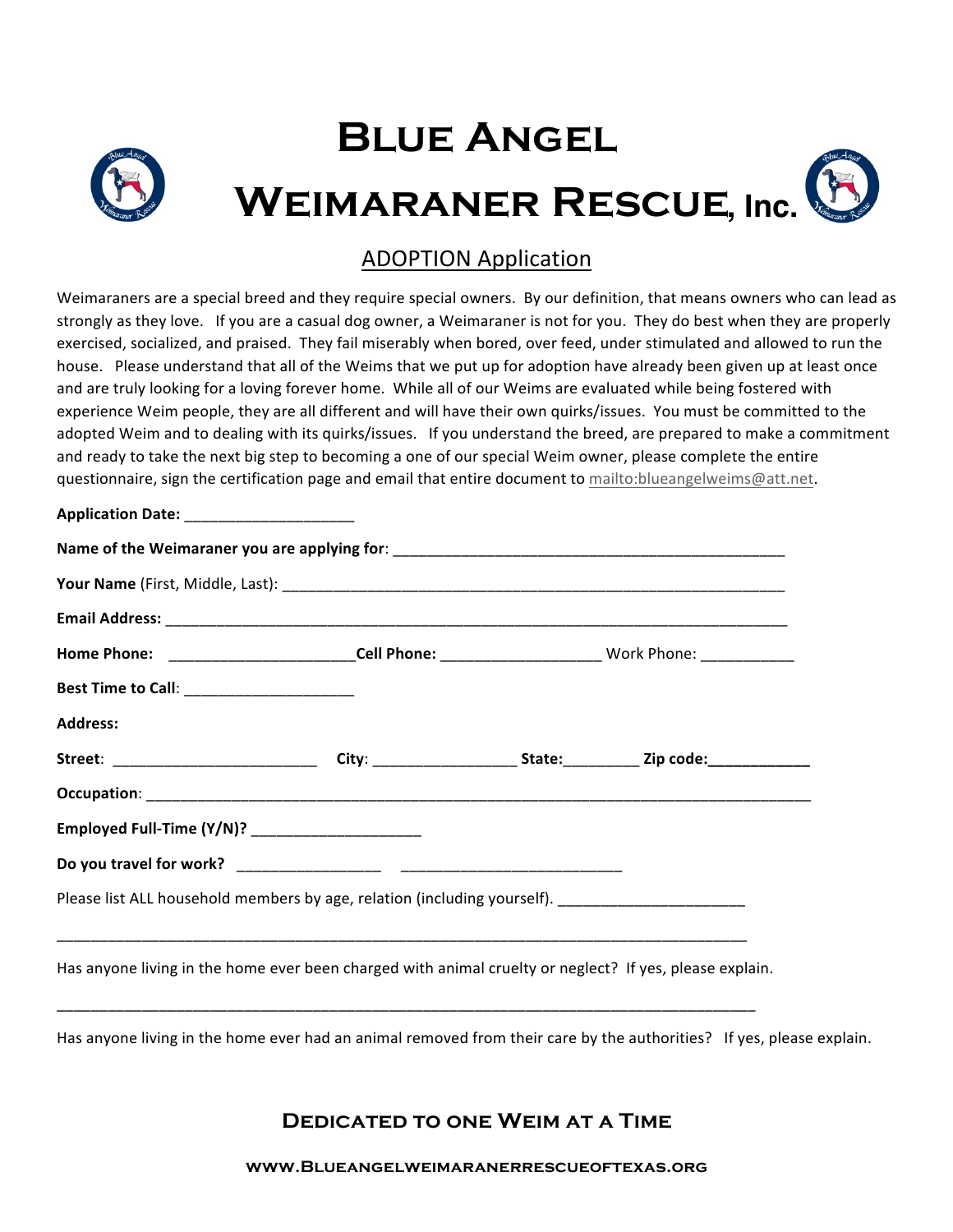# Blue Angel Weimaraner Rescue, Inc.

## ADOPTION Application

Weimaraners are a special breed and they require special owners. By our definition, that means owners who can lead as strongly as they love. If you are a casual dog owner, a Weimaraner is not for you. They do best when they are properly exercised, socialized, and praised. They fail miserably when bored, over feed, under stimulated and allowed to run the house. Please understand that all of the Weims that we put up for adoption have already been given up at least once and are truly looking for a loving forever home. While all of our Weims are evaluated while being fostered with experience Weim people, they are all different and will have their own quirks/issues. You must be committed to the adopted Weim and to dealing with its quirks/issues. If you understand the breed, are prepared to make a commitment and ready to take the next big step to becoming a one of our special Weim owner, please complete the entire questionnaire, sign the certification page and email that entire document to mailto:blueangelweims@att.net.

**Application Date:** ____________________

**Name of the Weimaraner you are applying for**: ______________________________________________

**Your Name** (First, Middle, Last): ____________________________________________________________

**Email Address:** __________________________________________________________________________

**Home Phone:** ______________________ **Cell Phone:** __________________ Work Phone: ___________

**Best Time to Call**: ____________________

**Address:**

**Street**: ________________________ **City**: _________________ **State:**_________ **Zip code:**____________

**Occupation**: ____________________________________________________________________________

**Employed Full-Time (Y/N)?** ____________________

**Do you travel for work?** _________________ __________________________

Please list ALL household members by age, relation (including yourself). ______________________

_________________________________________________________________________________

Has anyone living in the home ever been charged with animal cruelty or neglect? If yes, please explain.

_________________________________________________________________________________

Has anyone living in the home ever had an animal removed from their care by the authorities? If yes, please explain.

**Dedicated to one Weim at a Time**

**www.Blueangelweimaranerrescueoftexas.org**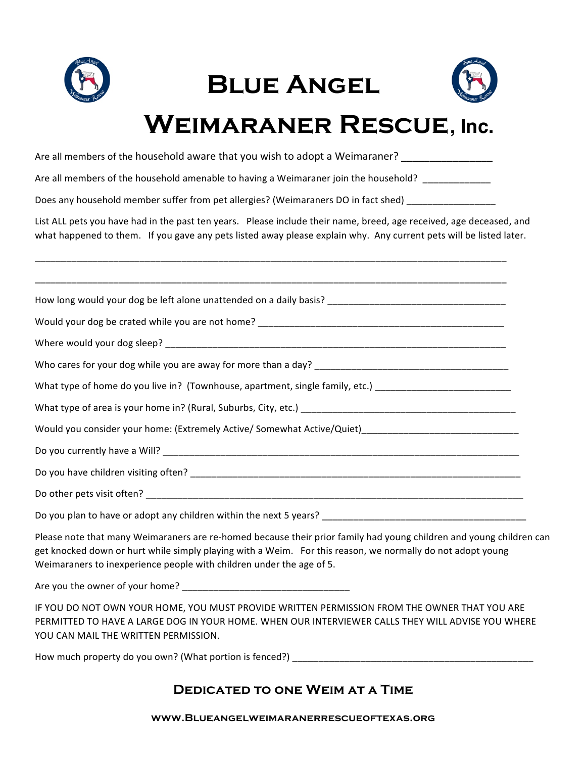# Blue Angel Weimaraner Rescue, Inc.

Are all members of the household aware that you wish to adopt a Weimaraner? ________________

Are all members of the household amenable to having a Weimaraner join the household? _____________

Does any household member suffer from pet allergies? (Weimaraners DO in fact shed) _________________

List ALL pets you have had in the past ten years. Please include their name, breed, age received, age deceased, and what happened to them. If you gave any pets listed away please explain why. Any current pets will be listed later.

______________________________________________________________________________________________

______________________________________________________________________________________________

How long would your dog be left alone unattended on a daily basis? ___________________________________

Would your dog be crated while you are not home? ______________________________________________

Where would your dog sleep? _______________________________________________________________

Who cares for your dog while you are away for more than a day? _____________________________________

What type of home do you live in? (Townhouse, apartment, single family, etc.) __________________________

What type of area is your home in? (Rural, Suburbs, City, etc.) __________________________________________

Would you consider your home: (Extremely Active/ Somewhat Active/Quiet)______________________________

Do you currently have a Will? ______________________________________________________________________

Do you have children visiting often? ________________________________________________________________

Do other pets visit often? __________________________________________________________________________

Do you plan to have or adopt any children within the next 5 years? _______________________________________

Please note that many Weimaraners are re-homed because their prior family had young children and young children can get knocked down or hurt while simply playing with a Weim. For this reason, we normally do not adopt young Weimaraners to inexperience people with children under the age of 5.

Are you the owner of your home? ________________________________

IF YOU DO NOT OWN YOUR HOME, YOU MUST PROVIDE WRITTEN PERMISSION FROM THE OWNER THAT YOU ARE PERMITTED TO HAVE A LARGE DOG IN YOUR HOME. WHEN OUR INTERVIEWER CALLS THEY WILL ADVISE YOU WHERE YOU CAN MAIL THE WRITTEN PERMISSION.

How much property do you own? (What portion is fenced?) _______________________________________________

**Dedicated to one Weim at a Time**

**www.Blueangelweimaranerrescueoftexas.org**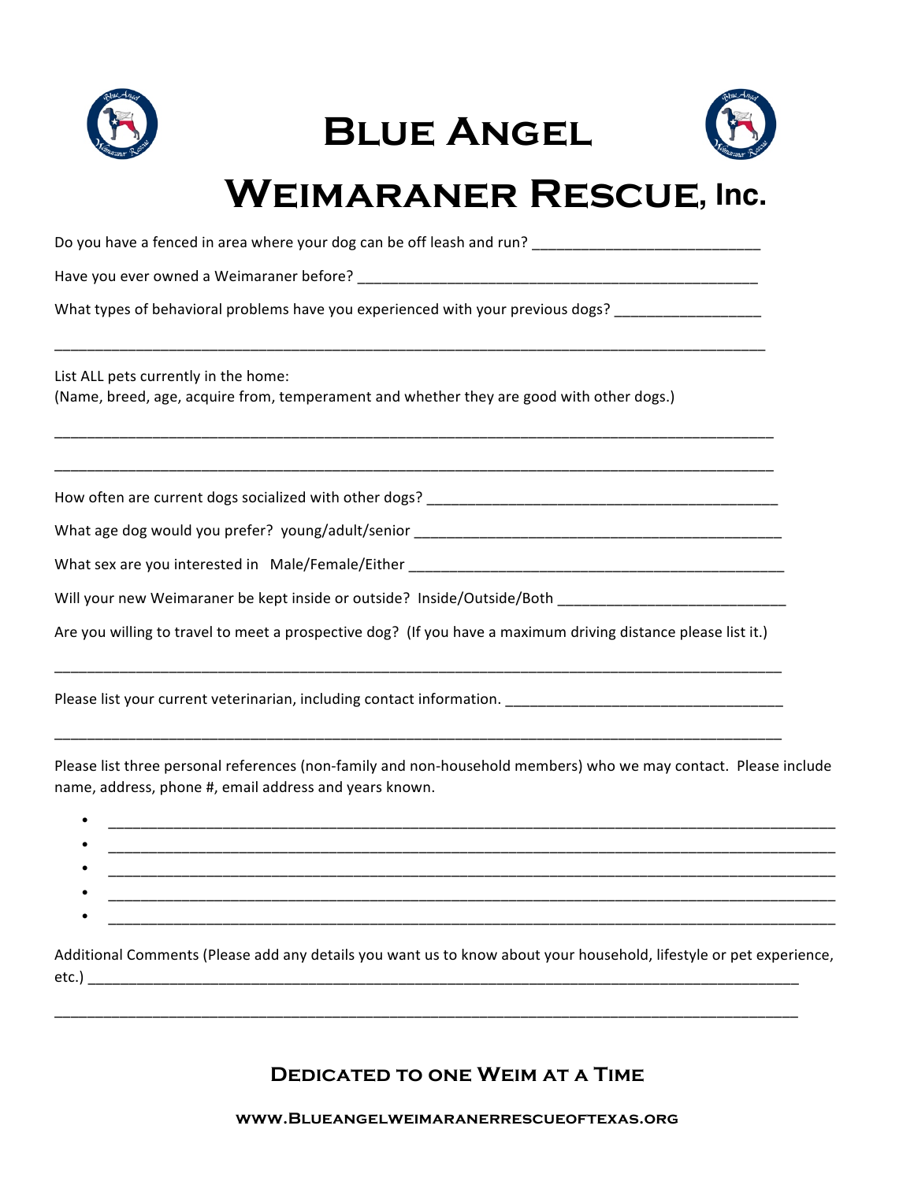# Blue Angel Weimaraner Rescue, Inc.

Do you have a fenced in area where your dog can be off leash and run? ___________________________

Have you ever owned a Weimaraner before? _______________________________________________

What types of behavioral problems have you experienced with your previous dogs? _________________

_____________________________________________________________________________________

List ALL pets currently in the home:
(Name, breed, age, acquire from, temperament and whether they are good with other dogs.)

_____________________________________________________________________________________

_____________________________________________________________________________________

How often are current dogs socialized with other dogs? __________________________________________

What age dog would you prefer? young/adult/senior _____________________________________________

What sex are you interested in Male/Female/Either _____________________________________________

Will your new Weimaraner be kept inside or outside? Inside/Outside/Both ___________________________

Are you willing to travel to meet a prospective dog? (If you have a maximum driving distance please list it.)

_____________________________________________________________________________________

Please list your current veterinarian, including contact information. _________________________________

_____________________________________________________________________________________

Please list three personal references (non-family and non-household members) who we may contact. Please include name, address, phone #, email address and years known.

- _____________________________________________________________________________________
- _____________________________________________________________________________________
- _____________________________________________________________________________________
- _____________________________________________________________________________________
- _____________________________________________________________________________________

Additional Comments (Please add any details you want us to know about your household, lifestyle or pet experience, etc.) _____________________________________________________________________________________

_____________________________________________________________________________________

**Dedicated to one Weim at a Time**

**www.Blueangelweimaranerrescueoftexas.org**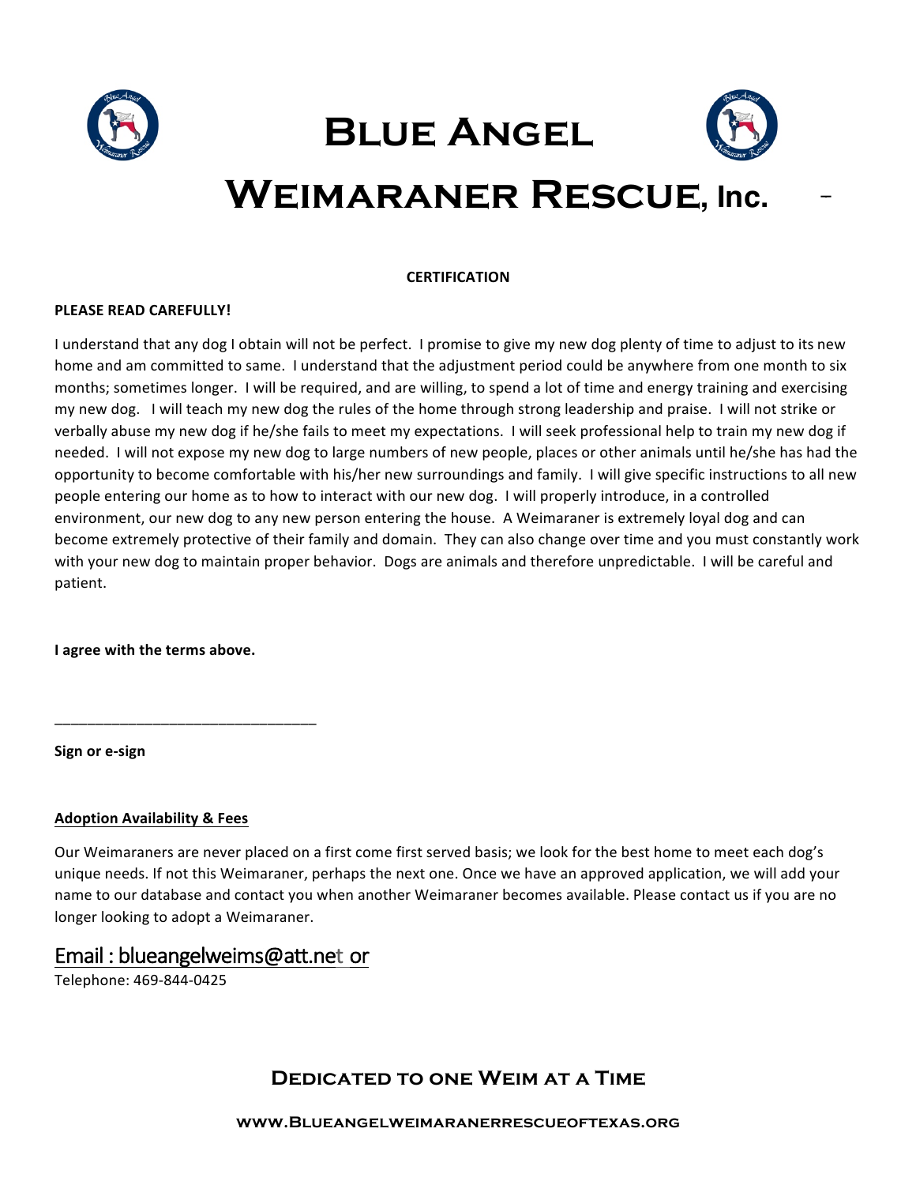# Blue Angel Weimaraner Rescue, Inc.

**CERTIFICATION**

**PLEASE READ CAREFULLY!**

I understand that any dog I obtain will not be perfect. I promise to give my new dog plenty of time to adjust to its new home and am committed to same. I understand that the adjustment period could be anywhere from one month to six months; sometimes longer. I will be required, and are willing, to spend a lot of time and energy training and exercising my new dog. I will teach my new dog the rules of the home through strong leadership and praise. I will not strike or verbally abuse my new dog if he/she fails to meet my expectations. I will seek professional help to train my new dog if needed. I will not expose my new dog to large numbers of new people, places or other animals until he/she has had the opportunity to become comfortable with his/her new surroundings and family. I will give specific instructions to all new people entering our home as to how to interact with our new dog. I will properly introduce, in a controlled environment, our new dog to any new person entering the house. A Weimaraner is extremely loyal dog and can become extremely protective of their family and domain. They can also change over time and you must constantly work with your new dog to maintain proper behavior. Dogs are animals and therefore unpredictable. I will be careful and patient.

**I agree with the terms above.**

________________________________

**Sign or e-sign**

**Adoption Availability & Fees**

Our Weimaraners are never placed on a first come first served basis; we look for the best home to meet each dog's unique needs. If not this Weimaraner, perhaps the next one. Once we have an approved application, we will add your name to our database and contact you when another Weimaraner becomes available. Please contact us if you are no longer looking to adopt a Weimaraner.

Email : blueangelweims@att.net or

Telephone: 469-844-0425

**Dedicated to one Weim at a Time**

**www.Blueangelweimaranerrescueoftexas.org**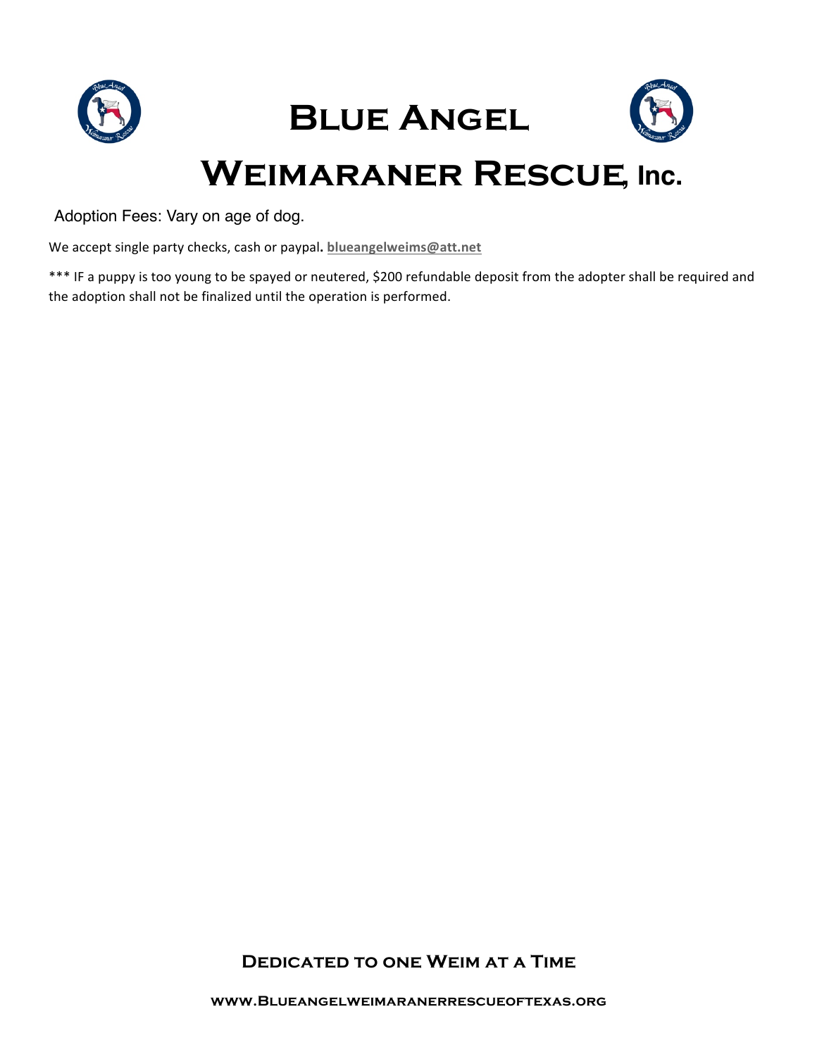# Blue Angel Weimaraner Rescue, Inc.

Adoption Fees: Vary on age of dog.

We accept single party checks, cash or paypal. **blueangelweims@att.net**

*** IF a puppy is too young to be spayed or neutered, $200 refundable deposit from the adopter shall be required and the adoption shall not be finalized until the operation is performed.

**Dedicated to one Weim at a Time**

**www.Blueangelweimaranerrescueoftexas.org**